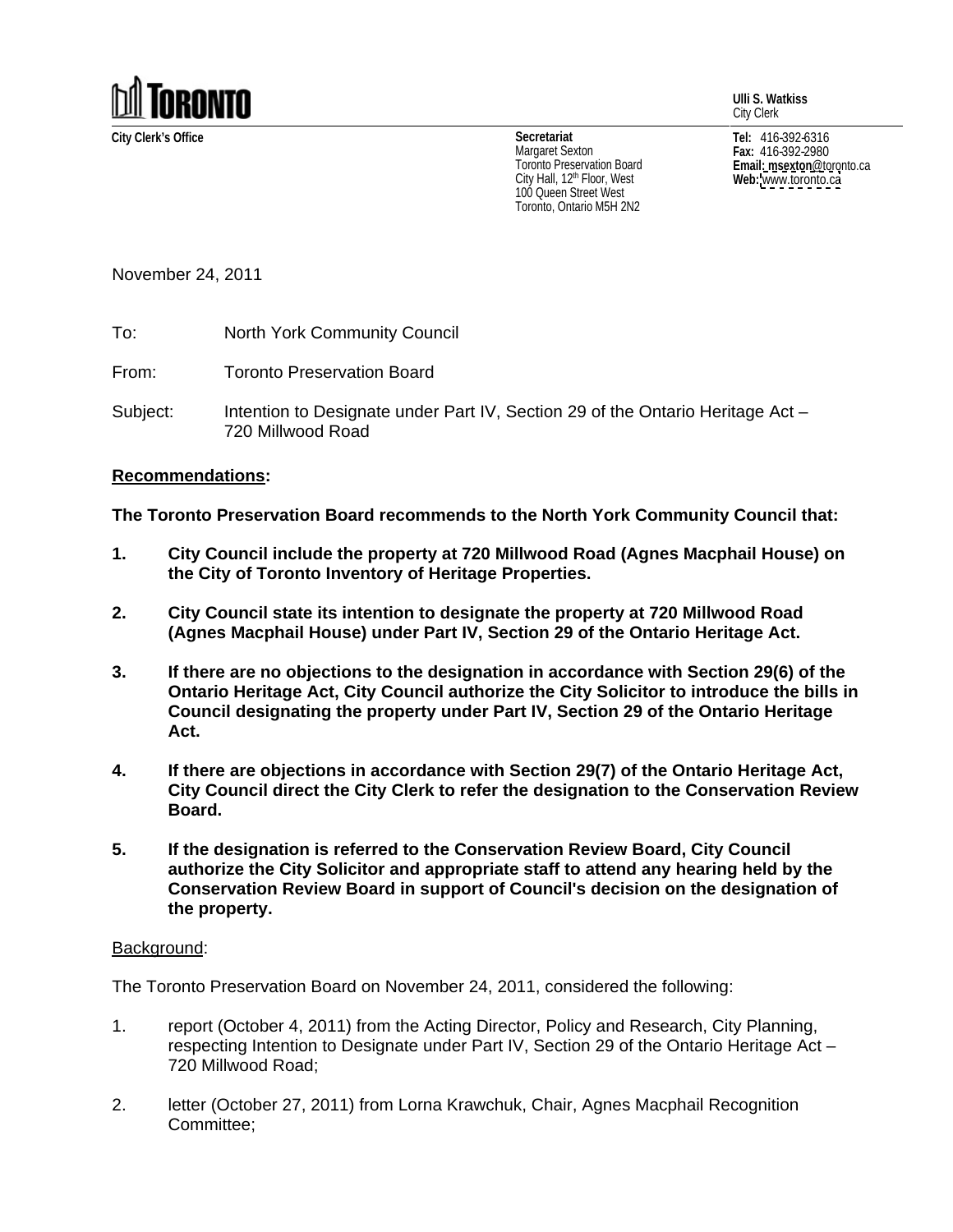TORONTO

**Ulli S. Watkiss**
City Clerk

**City Clerk's Office**

**Secretariat**
Margaret Sexton
Toronto Preservation Board
City Hall, 12th Floor, West
100 Queen Street West
Toronto, Ontario M5H 2N2

**Tel:** 416-392-6316
**Fax:** 416-392-2980
**Email:** msexton@toronto.ca
**Web:** www.toronto.ca

November 24, 2011

To: North York Community Council

From: Toronto Preservation Board

Subject: Intention to Designate under Part IV, Section 29 of the Ontario Heritage Act – 720 Millwood Road

**Recommendations:**

**The Toronto Preservation Board recommends to the North York Community Council that:**

1. **City Council include the property at 720 Millwood Road (Agnes Macphail House) on the City of Toronto Inventory of Heritage Properties.**

2. **City Council state its intention to designate the property at 720 Millwood Road (Agnes Macphail House) under Part IV, Section 29 of the Ontario Heritage Act.**

3. **If there are no objections to the designation in accordance with Section 29(6) of the Ontario Heritage Act, City Council authorize the City Solicitor to introduce the bills in Council designating the property under Part IV, Section 29 of the Ontario Heritage Act.**

4. **If there are objections in accordance with Section 29(7) of the Ontario Heritage Act, City Council direct the City Clerk to refer the designation to the Conservation Review Board.**

5. **If the designation is referred to the Conservation Review Board, City Council authorize the City Solicitor and appropriate staff to attend any hearing held by the Conservation Review Board in support of Council's decision on the designation of the property.**

Background:

The Toronto Preservation Board on November 24, 2011, considered the following:

1. report (October 4, 2011) from the Acting Director, Policy and Research, City Planning, respecting Intention to Designate under Part IV, Section 29 of the Ontario Heritage Act – 720 Millwood Road;

2. letter (October 27, 2011) from Lorna Krawchuk, Chair, Agnes Macphail Recognition Committee;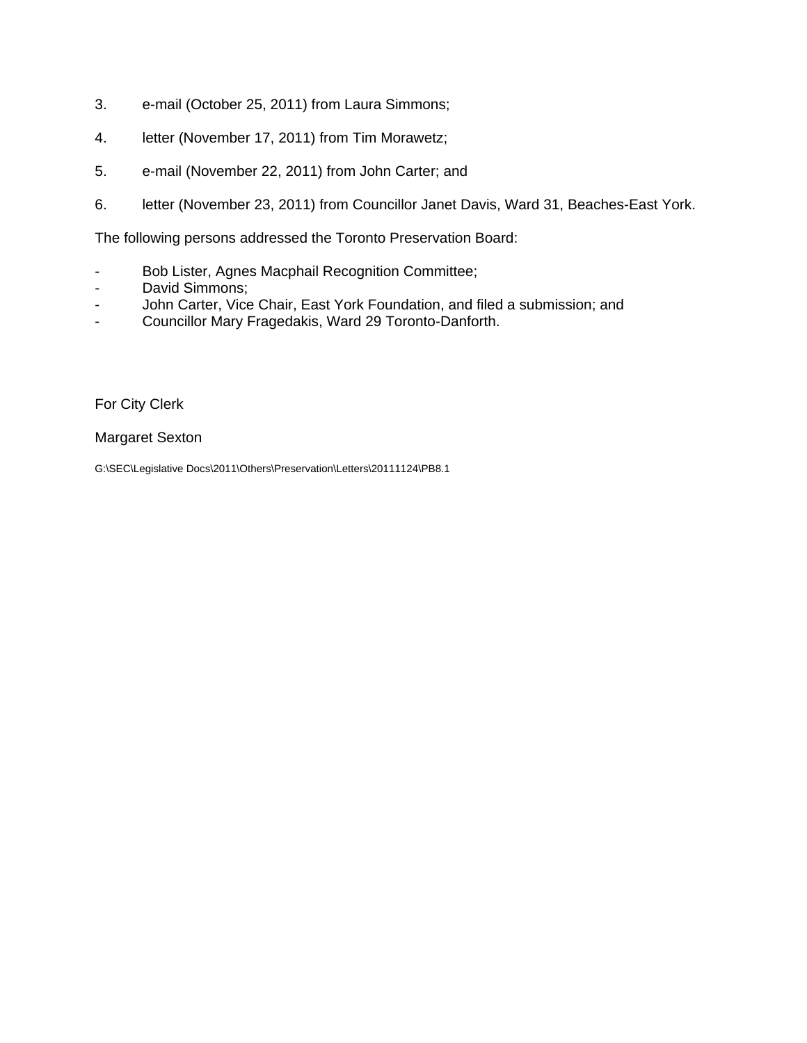3. e-mail (October 25, 2011) from Laura Simmons;

4. letter (November 17, 2011) from Tim Morawetz;

5. e-mail (November 22, 2011) from John Carter; and

6. letter (November 23, 2011) from Councillor Janet Davis, Ward 31, Beaches-East York.

The following persons addressed the Toronto Preservation Board:

- Bob Lister, Agnes Macphail Recognition Committee;
- David Simmons;
- John Carter, Vice Chair, East York Foundation, and filed a submission; and
- Councillor Mary Fragedakis, Ward 29 Toronto-Danforth.

For City Clerk

Margaret Sexton

G:\SEC\Legislative Docs\2011\Others\Preservation\Letters\20111124\PB8.1